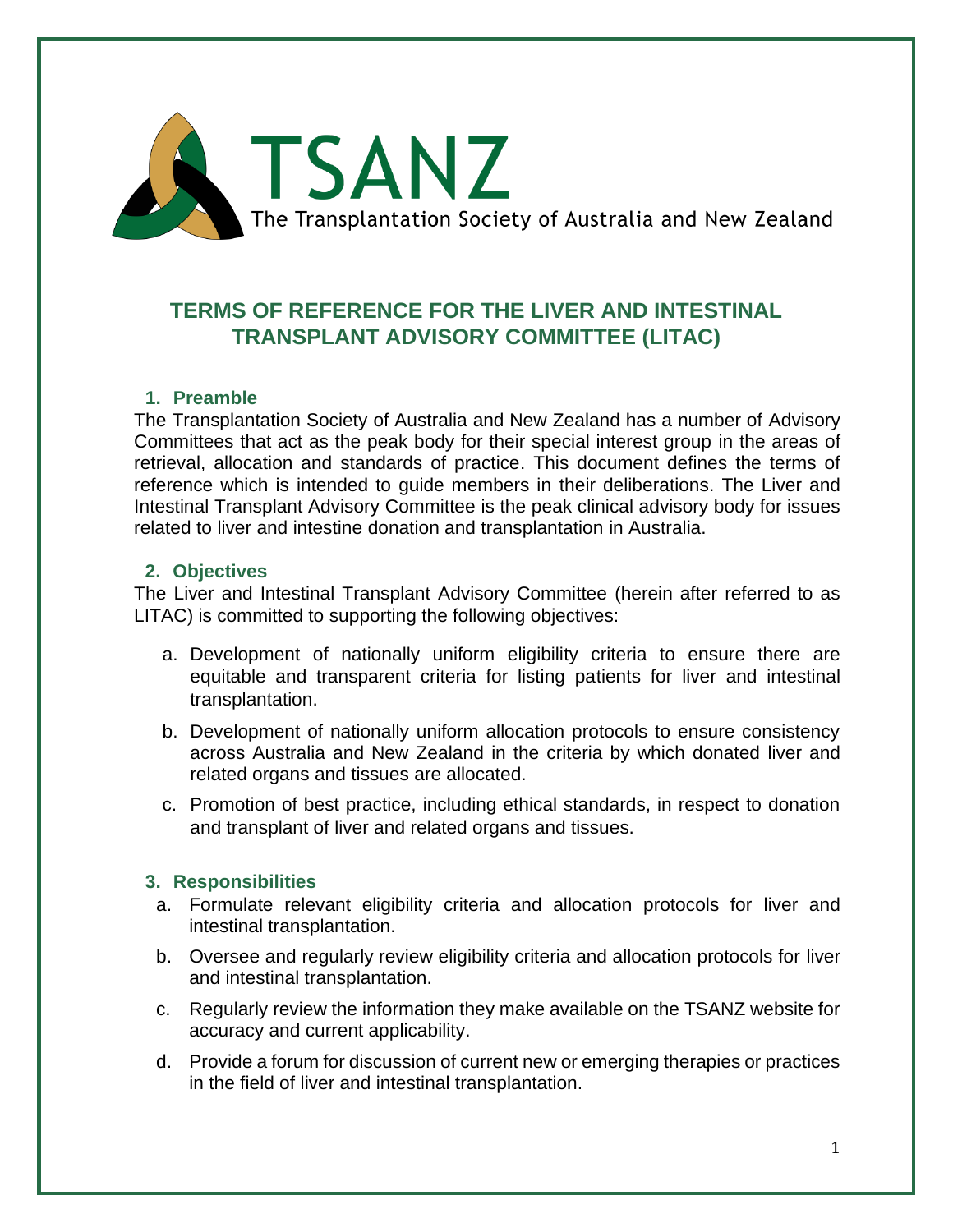TSANZ

The Transplantation Society of Australia and New Zealand

# TERMS OF REFERENCE FOR THE LIVER AND INTESTINAL TRANSPLANT ADVISORY COMMITTEE (LITAC)

## 1. Preamble

The Transplantation Society of Australia and New Zealand has a number of Advisory Committees that act as the peak body for their special interest group in the areas of retrieval, allocation and standards of practice. This document defines the terms of reference which is intended to guide members in their deliberations. The Liver and Intestinal Transplant Advisory Committee is the peak clinical advisory body for issues related to liver and intestine donation and transplantation in Australia.

## 2. Objectives

The Liver and Intestinal Transplant Advisory Committee (herein after referred to as LITAC) is committed to supporting the following objectives:

a. Development of nationally uniform eligibility criteria to ensure there are equitable and transparent criteria for listing patients for liver and intestinal transplantation.

b. Development of nationally uniform allocation protocols to ensure consistency across Australia and New Zealand in the criteria by which donated liver and related organs and tissues are allocated.

c. Promotion of best practice, including ethical standards, in respect to donation and transplant of liver and related organs and tissues.

## 3. Responsibilities

a. Formulate relevant eligibility criteria and allocation protocols for liver and intestinal transplantation.

b. Oversee and regularly review eligibility criteria and allocation protocols for liver and intestinal transplantation.

c. Regularly review the information they make available on the TSANZ website for accuracy and current applicability.

d. Provide a forum for discussion of current new or emerging therapies or practices in the field of liver and intestinal transplantation.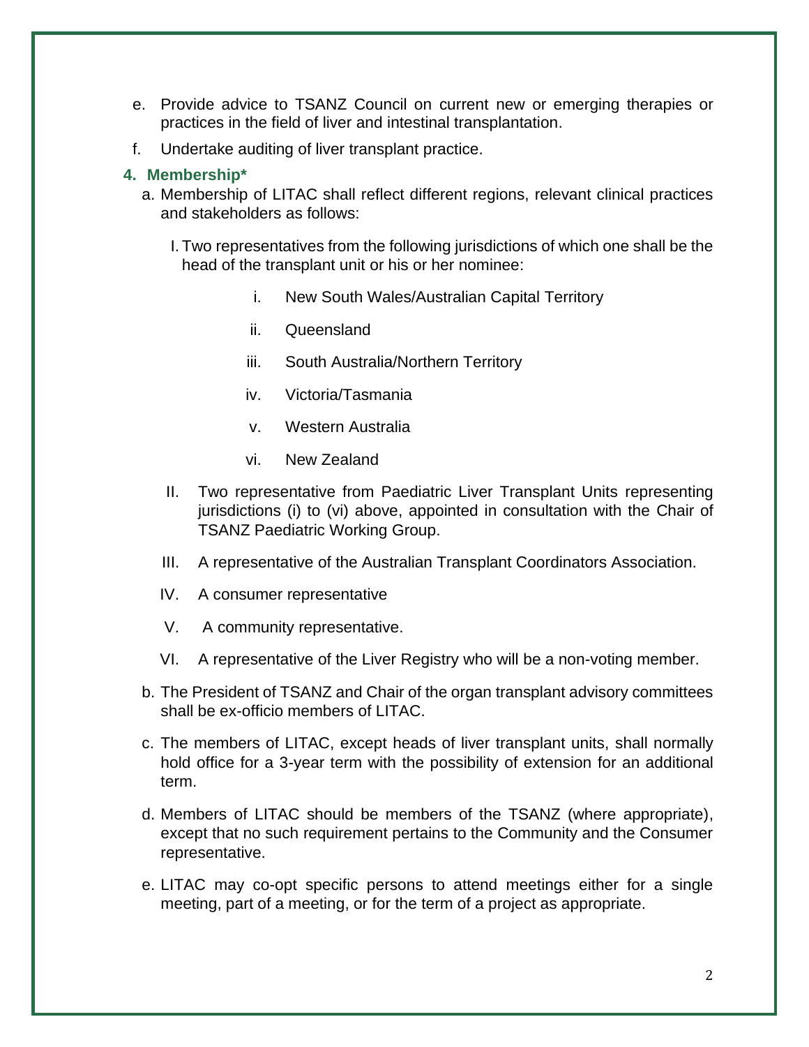e. Provide advice to TSANZ Council on current new or emerging therapies or practices in the field of liver and intestinal transplantation.

f. Undertake auditing of liver transplant practice.

### 4. Membership*

a. Membership of LITAC shall reflect different regions, relevant clinical practices and stakeholders as follows:

   I. Two representatives from the following jurisdictions of which one shall be the head of the transplant unit or his or her nominee:

      i. New South Wales/Australian Capital Territory

      ii. Queensland

      iii. South Australia/Northern Territory

      iv. Victoria/Tasmania

      v. Western Australia

      vi. New Zealand

   II. Two representative from Paediatric Liver Transplant Units representing jurisdictions (i) to (vi) above, appointed in consultation with the Chair of TSANZ Paediatric Working Group.

   III. A representative of the Australian Transplant Coordinators Association.

   IV. A consumer representative

   V. A community representative.

   VI. A representative of the Liver Registry who will be a non-voting member.

b. The President of TSANZ and Chair of the organ transplant advisory committees shall be ex-officio members of LITAC.

c. The members of LITAC, except heads of liver transplant units, shall normally hold office for a 3-year term with the possibility of extension for an additional term.

d. Members of LITAC should be members of the TSANZ (where appropriate), except that no such requirement pertains to the Community and the Consumer representative.

e. LITAC may co-opt specific persons to attend meetings either for a single meeting, part of a meeting, or for the term of a project as appropriate.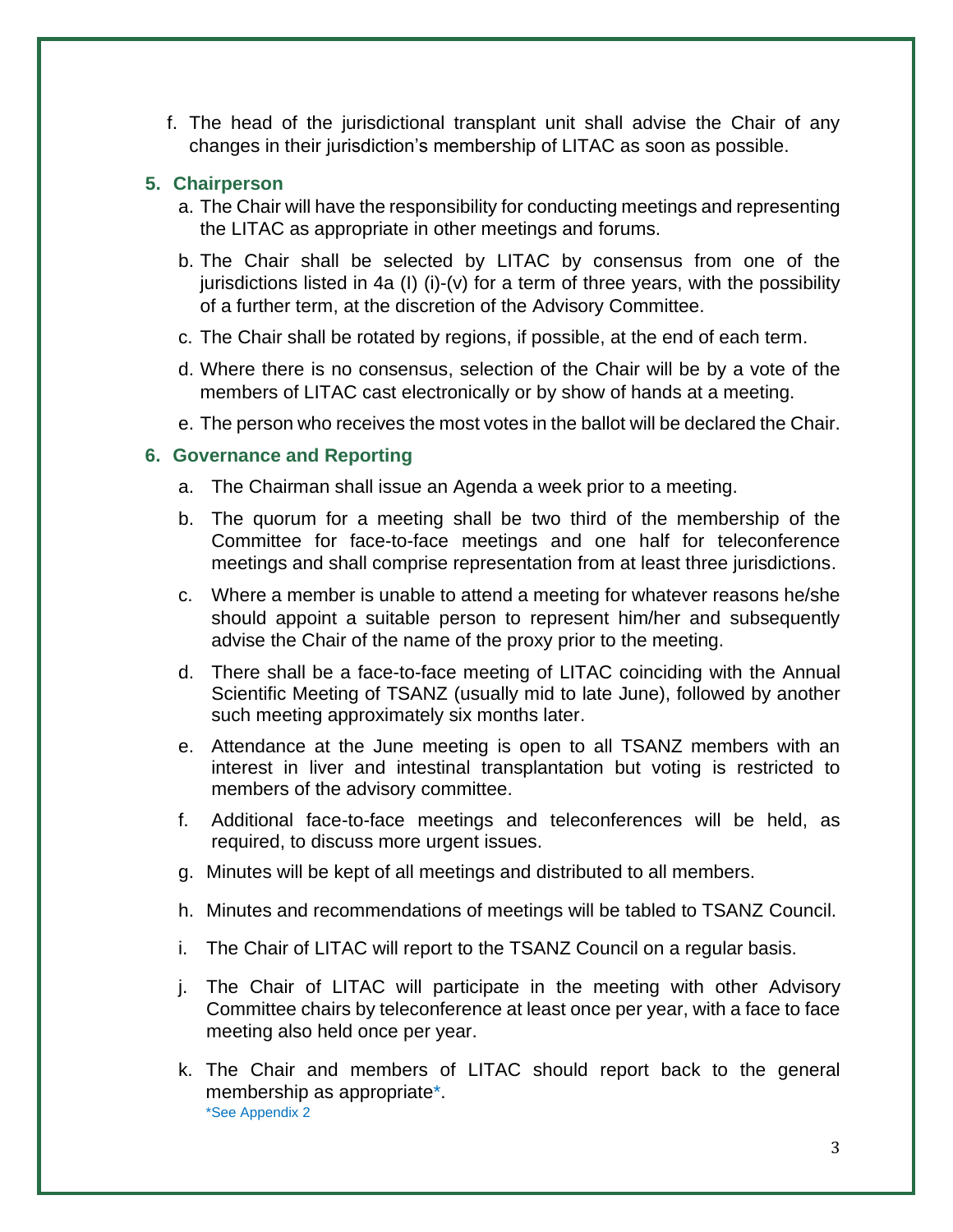f. The head of the jurisdictional transplant unit shall advise the Chair of any changes in their jurisdiction's membership of LITAC as soon as possible.

### 5. Chairperson

a. The Chair will have the responsibility for conducting meetings and representing the LITAC as appropriate in other meetings and forums.

b. The Chair shall be selected by LITAC by consensus from one of the jurisdictions listed in 4a (I) (i)-(v) for a term of three years, with the possibility of a further term, at the discretion of the Advisory Committee.

c. The Chair shall be rotated by regions, if possible, at the end of each term.

d. Where there is no consensus, selection of the Chair will be by a vote of the members of LITAC cast electronically or by show of hands at a meeting.

e. The person who receives the most votes in the ballot will be declared the Chair.

### 6. Governance and Reporting

a. The Chairman shall issue an Agenda a week prior to a meeting.

b. The quorum for a meeting shall be two third of the membership of the Committee for face-to-face meetings and one half for teleconference meetings and shall comprise representation from at least three jurisdictions.

c. Where a member is unable to attend a meeting for whatever reasons he/she should appoint a suitable person to represent him/her and subsequently advise the Chair of the name of the proxy prior to the meeting.

d. There shall be a face-to-face meeting of LITAC coinciding with the Annual Scientific Meeting of TSANZ (usually mid to late June), followed by another such meeting approximately six months later.

e. Attendance at the June meeting is open to all TSANZ members with an interest in liver and intestinal transplantation but voting is restricted to members of the advisory committee.

f. Additional face-to-face meetings and teleconferences will be held, as required, to discuss more urgent issues.

g. Minutes will be kept of all meetings and distributed to all members.

h. Minutes and recommendations of meetings will be tabled to TSANZ Council.

i. The Chair of LITAC will report to the TSANZ Council on a regular basis.

j. The Chair of LITAC will participate in the meeting with other Advisory Committee chairs by teleconference at least once per year, with a face to face meeting also held once per year.

k. The Chair and members of LITAC should report back to the general membership as appropriate*.
*See Appendix 2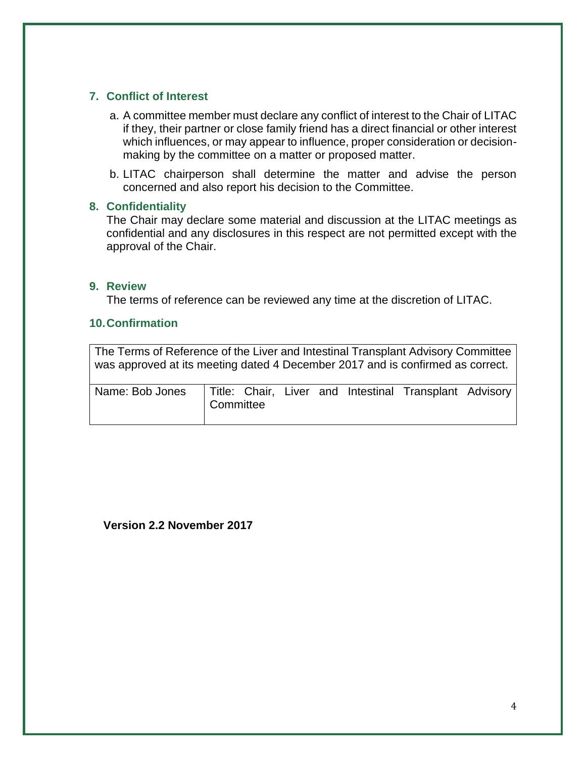## 7. Conflict of Interest

a. A committee member must declare any conflict of interest to the Chair of LITAC if they, their partner or close family friend has a direct financial or other interest which influences, or may appear to influence, proper consideration or decision-making by the committee on a matter or proposed matter.

b. LITAC chairperson shall determine the matter and advise the person concerned and also report his decision to the Committee.

## 8. Confidentiality

The Chair may declare some material and discussion at the LITAC meetings as confidential and any disclosures in this respect are not permitted except with the approval of the Chair.

## 9. Review

The terms of reference can be reviewed any time at the discretion of LITAC.

## 10. Confirmation

| The Terms of Reference of the Liver and Intestinal Transplant Advisory Committee was approved at its meeting dated 4 December 2017 and is confirmed as correct. | |
|---|---|
| Name: Bob Jones | Title: Chair, Liver and Intestinal Transplant Advisory Committee |

**Version 2.2 November 2017**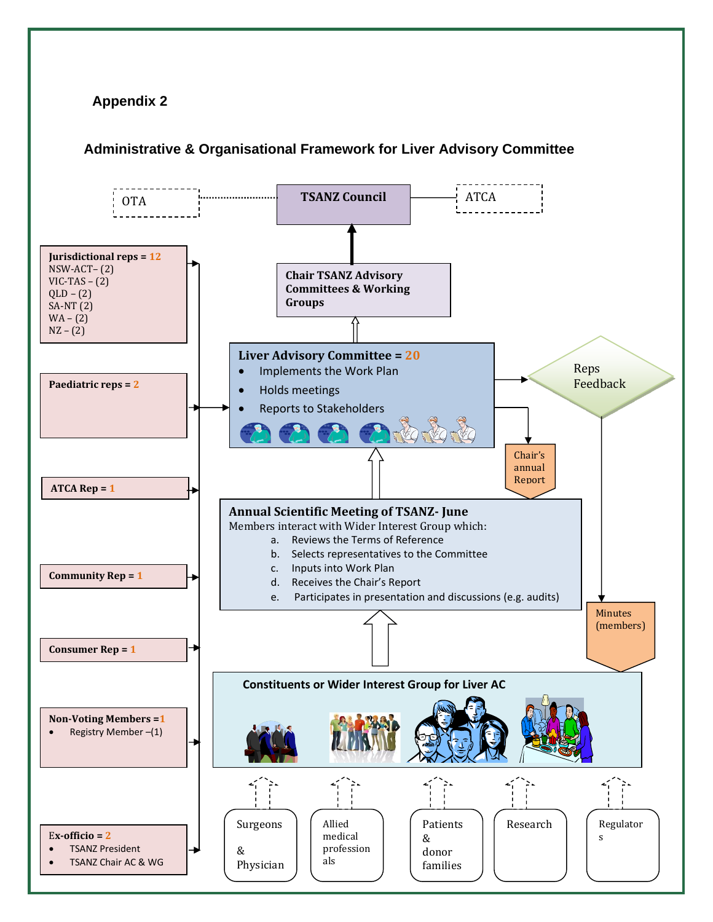## Appendix 2

### Administrative & Organisational Framework for Liver Advisory Committee

OTA

**TSANZ Council**

ATCA

**Chair TSANZ Advisory Committees & Working Groups**

**Jurisdictional reps = 12**
NSW-ACT– (2)
VIC-TAS – (2)
QLD – (2)
SA-NT (2)
WA – (2)
NZ – (2)

**Paediatric reps = 2**

**ATCA Rep = 1**

**Community Rep = 1**

**Consumer Rep = 1**

**Non-Voting Members = 1**

- Registry Member –(1)

**Ex-officio = 2**

- TSANZ President
- TSANZ Chair AC & WG

**Liver Advisory Committee = 20**

- Implements the Work Plan
- Holds meetings
- Reports to Stakeholders

Reps Feedback

Chair's annual Report

**Annual Scientific Meeting of TSANZ- June**
Members interact with Wider Interest Group which:

a. Reviews the Terms of Reference
b. Selects representatives to the Committee
c. Inputs into Work Plan
d. Receives the Chair's Report
e. Participates in presentation and discussions (e.g. audits)

Minutes (members)

**Constituents or Wider Interest Group for Liver AC**

Surgeons & Physician

Allied medical professionals

Patients & donor families

Research

Regulators